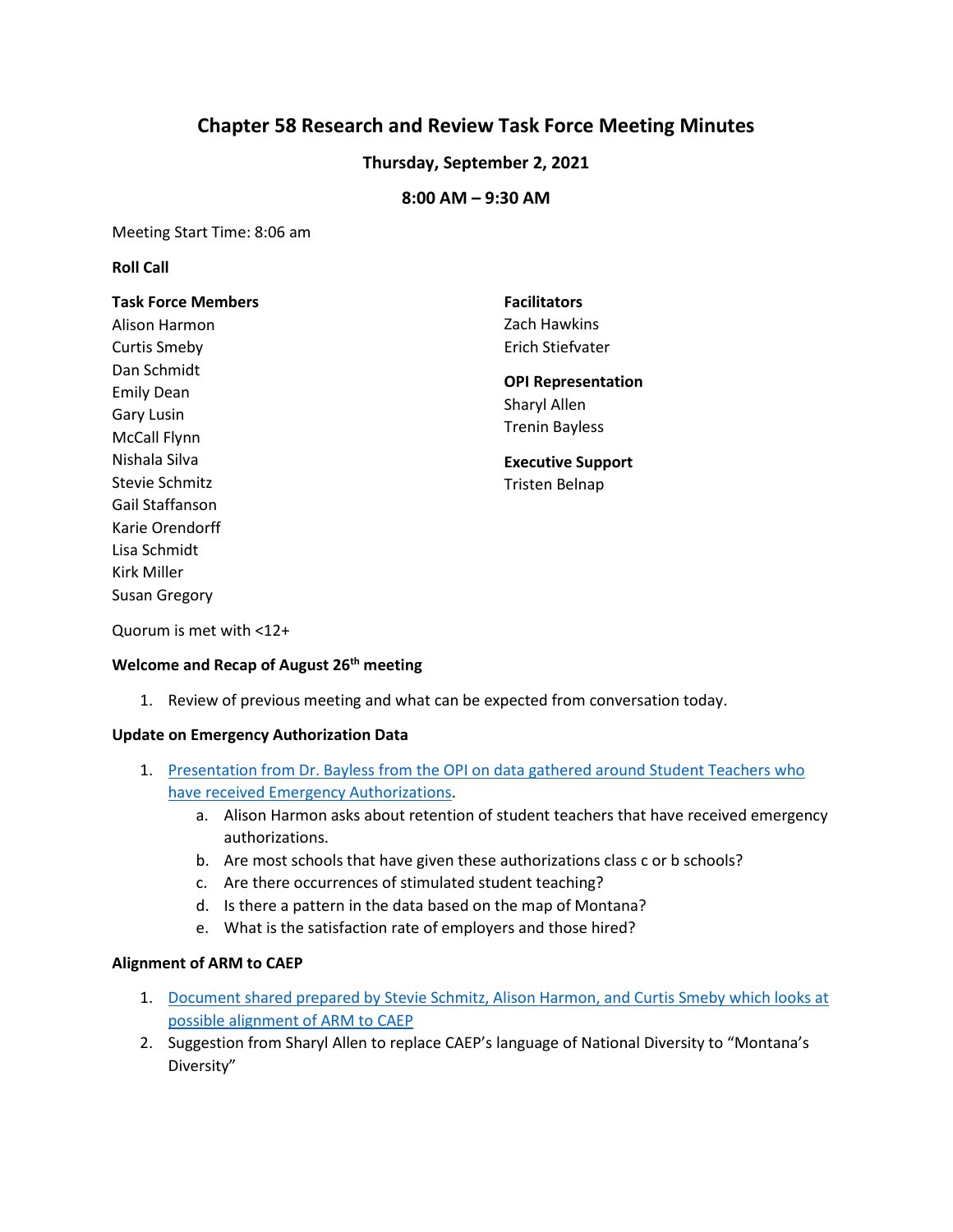# Chapter 58 Research and Review Task Force Meeting Minutes

### Thursday, September 2, 2021

### 8:00 AM – 9:30 AM

Meeting Start Time: 8:06 am

**Roll Call**

**Task Force Members**
Alison Harmon
Curtis Smeby
Dan Schmidt
Emily Dean
Gary Lusin
McCall Flynn
Nishala Silva
Stevie Schmitz
Gail Staffanson
Karie Orendorff
Lisa Schmidt
Kirk Miller
Susan Gregory

**Facilitators**
Zach Hawkins
Erich Stiefvater

**OPI Representation**
Sharyl Allen
Trenin Bayless

**Executive Support**
Tristen Belnap

Quorum is met with <12+

**Welcome and Recap of August 26th meeting**

1. Review of previous meeting and what can be expected from conversation today.

**Update on Emergency Authorization Data**

1. Presentation from Dr. Bayless from the OPI on data gathered around Student Teachers who have received Emergency Authorizations.
   a. Alison Harmon asks about retention of student teachers that have received emergency authorizations.
   b. Are most schools that have given these authorizations class c or b schools?
   c. Are there occurrences of stimulated student teaching?
   d. Is there a pattern in the data based on the map of Montana?
   e. What is the satisfaction rate of employers and those hired?

**Alignment of ARM to CAEP**

1. Document shared prepared by Stevie Schmitz, Alison Harmon, and Curtis Smeby which looks at possible alignment of ARM to CAEP
2. Suggestion from Sharyl Allen to replace CAEP's language of National Diversity to "Montana's Diversity"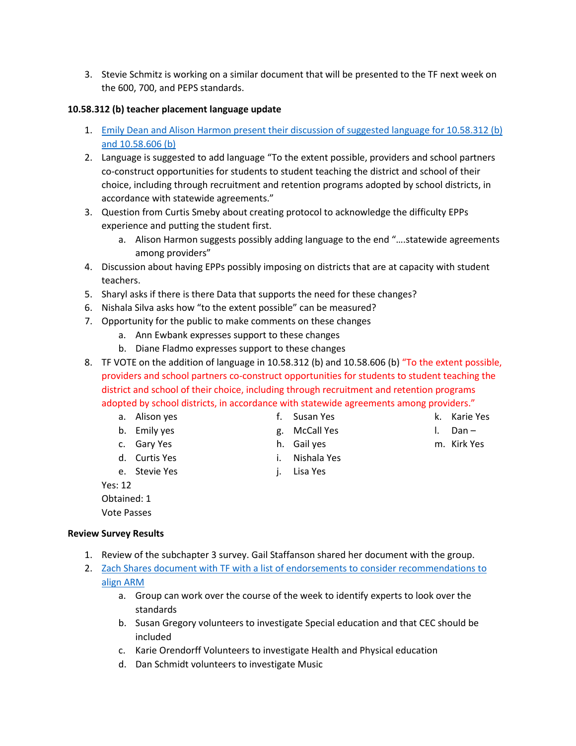3. Stevie Schmitz is working on a similar document that will be presented to the TF next week on the 600, 700, and PEPS standards.

**10.58.312 (b) teacher placement language update**

1. Emily Dean and Alison Harmon present their discussion of suggested language for 10.58.312 (b) and 10.58.606 (b)
2. Language is suggested to add language "To the extent possible, providers and school partners co-construct opportunities for students to student teaching the district and school of their choice, including through recruitment and retention programs adopted by school districts, in accordance with statewide agreements."
3. Question from Curtis Smeby about creating protocol to acknowledge the difficulty EPPs experience and putting the student first.
   a. Alison Harmon suggests possibly adding language to the end "….statewide agreements among providers"
4. Discussion about having EPPs possibly imposing on districts that are at capacity with student teachers.
5. Sharyl asks if there is there Data that supports the need for these changes?
6. Nishala Silva asks how "to the extent possible" can be measured?
7. Opportunity for the public to make comments on these changes
   a. Ann Ewbank expresses support to these changes
   b. Diane Fladmo expresses support to these changes
8. TF VOTE on the addition of language in 10.58.312 (b) and 10.58.606 (b) "To the extent possible, providers and school partners co-construct opportunities for students to student teaching the district and school of their choice, including through recruitment and retention programs adopted by school districts, in accordance with statewide agreements among providers."
   a. Alison yes
   b. Emily yes
   c. Gary Yes
   d. Curtis Yes
   e. Stevie Yes
   f. Susan Yes
   g. McCall Yes
   h. Gail yes
   i. Nishala Yes
   j. Lisa Yes
   k. Karie Yes
   l. Dan –
   m. Kirk Yes

   Yes: 12
   Obtained: 1
   Vote Passes

**Review Survey Results**

1. Review of the subchapter 3 survey. Gail Staffanson shared her document with the group.
2. Zach Shares document with TF with a list of endorsements to consider recommendations to align ARM
   a. Group can work over the course of the week to identify experts to look over the standards
   b. Susan Gregory volunteers to investigate Special education and that CEC should be included
   c. Karie Orendorff Volunteers to investigate Health and Physical education
   d. Dan Schmidt volunteers to investigate Music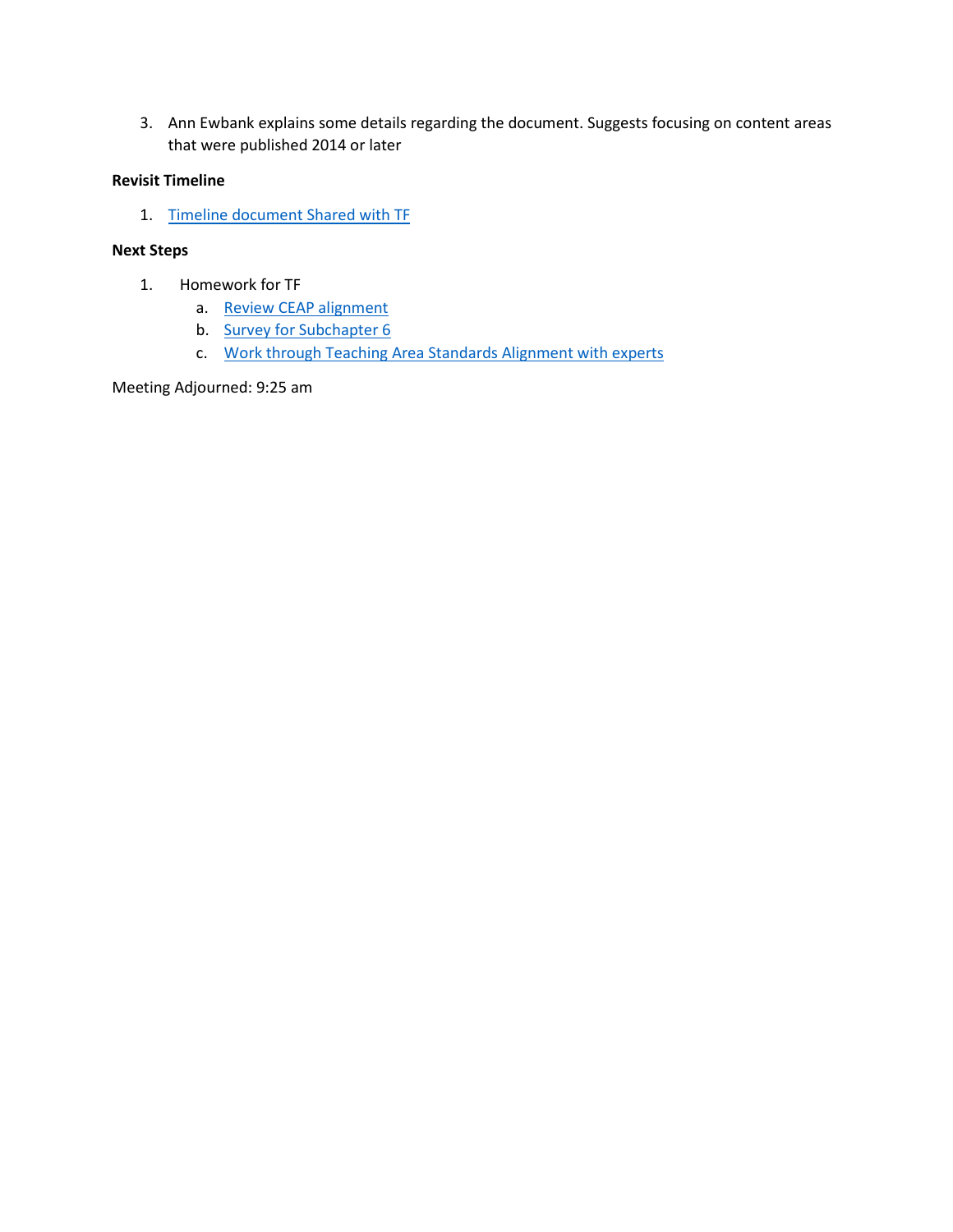3. Ann Ewbank explains some details regarding the document. Suggests focusing on content areas that were published 2014 or later

**Revisit Timeline**

1. Timeline document Shared with TF

**Next Steps**

1. Homework for TF
   a. Review CEAP alignment
   b. Survey for Subchapter 6
   c. Work through Teaching Area Standards Alignment with experts

Meeting Adjourned: 9:25 am